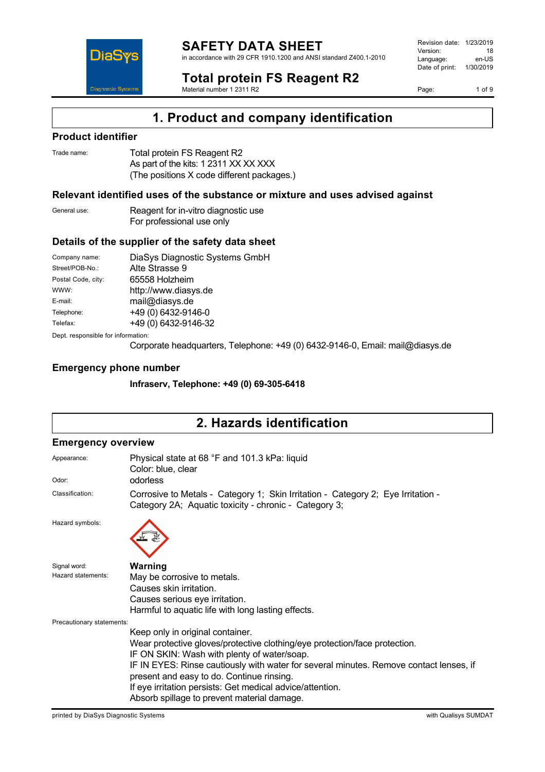# SAFETY DATA SHEET

in accordance with 29 CFR 1910.1200 and ANSI standard Z400.1-2010

| | |
|---|---|
| Revision date: | 1/23/2019 |
| Version: | 18 |
| Language: | en-US |
| Date of print: | 1/30/2019 |

## Total protein FS Reagent R2

Material number 1 2311 R2

# 1. Product and company identification

### Product identifier

Trade name: Total protein FS Reagent R2
As part of the kits: 1 2311 XX XX XXX
(The positions X code different packages.)

### Relevant identified uses of the substance or mixture and uses advised against

General use: Reagent for in-vitro diagnostic use
For professional use only

### Details of the supplier of the safety data sheet

| | |
|---|---|
| Company name: | DiaSys Diagnostic Systems GmbH |
| Street/POB-No.: | Alte Strasse 9 |
| Postal Code, city: | 65558 Holzheim |
| WWW: | http://www.diasys.de |
| E-mail: | mail@diasys.de |
| Telephone: | +49 (0) 6432-9146-0 |
| Telefax: | +49 (0) 6432-9146-32 |

Dept. responsible for information:
Corporate headquarters, Telephone: +49 (0) 6432-9146-0, Email: mail@diasys.de

### Emergency phone number

**Infraserv, Telephone: +49 (0) 69-305-6418**

# 2. Hazards identification

### Emergency overview

Appearance: Physical state at 68 °F and 101.3 kPa: liquid
Color: blue, clear

Odor: odorless

Classification: Corrosive to Metals - Category 1; Skin Irritation - Category 2; Eye Irritation - Category 2A; Aquatic toxicity - chronic - Category 3;

Hazard symbols:

Signal word: **Warning**

Hazard statements:
May be corrosive to metals.
Causes skin irritation.
Causes serious eye irritation.
Harmful to aquatic life with long lasting effects.

Precautionary statements:
Keep only in original container.
Wear protective gloves/protective clothing/eye protection/face protection.
IF ON SKIN: Wash with plenty of water/soap.
IF IN EYES: Rinse cautiously with water for several minutes. Remove contact lenses, if present and easy to do. Continue rinsing.
If eye irritation persists: Get medical advice/attention.
Absorb spillage to prevent material damage.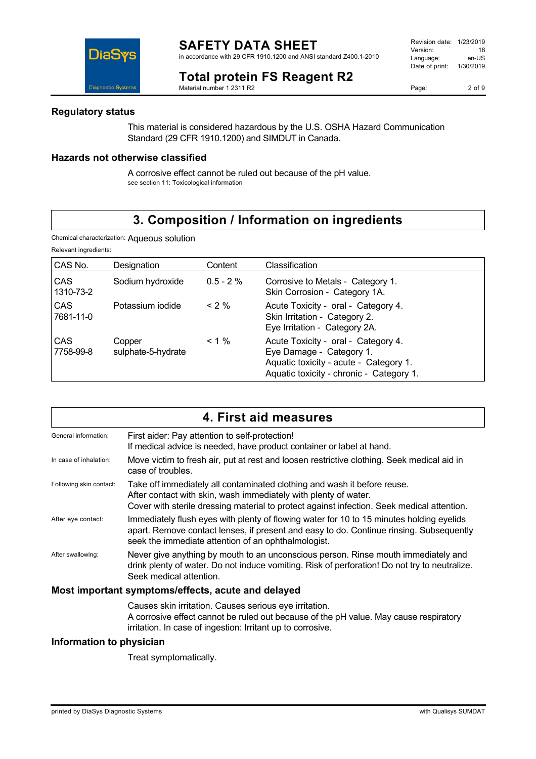### Regulatory status

This material is considered hazardous by the U.S. OSHA Hazard Communication Standard (29 CFR 1910.1200) and SIMDUT in Canada.

### Hazards not otherwise classified

A corrosive effect cannot be ruled out because of the pH value.
see section 11: Toxicological information

## 3. Composition / Information on ingredients

Chemical characterization: Aqueous solution

Relevant ingredients:

| CAS No. | Designation | Content | Classification |
|---|---|---|---|
| CAS 1310-73-2 | Sodium hydroxide | 0.5 - 2 % | Corrosive to Metals - Category 1.<br>Skin Corrosion - Category 1A. |
| CAS 7681-11-0 | Potassium iodide | < 2 % | Acute Toxicity - oral - Category 4.<br>Skin Irritation - Category 2.<br>Eye Irritation - Category 2A. |
| CAS 7758-99-8 | Copper sulphate-5-hydrate | < 1 % | Acute Toxicity - oral - Category 4.<br>Eye Damage - Category 1.<br>Aquatic toxicity - acute - Category 1.<br>Aquatic toxicity - chronic - Category 1. |

## 4. First aid measures

General information: First aider: Pay attention to self-protection!
If medical advice is needed, have product container or label at hand.

In case of inhalation: Move victim to fresh air, put at rest and loosen restrictive clothing. Seek medical aid in case of troubles.

Following skin contact: Take off immediately all contaminated clothing and wash it before reuse.
After contact with skin, wash immediately with plenty of water.
Cover with sterile dressing material to protect against infection. Seek medical attention.

After eye contact: Immediately flush eyes with plenty of flowing water for 10 to 15 minutes holding eyelids apart. Remove contact lenses, if present and easy to do. Continue rinsing. Subsequently seek the immediate attention of an ophthalmologist.

After swallowing: Never give anything by mouth to an unconscious person. Rinse mouth immediately and drink plenty of water. Do not induce vomiting. Risk of perforation! Do not try to neutralize. Seek medical attention.

### Most important symptoms/effects, acute and delayed

Causes skin irritation. Causes serious eye irritation.
A corrosive effect cannot be ruled out because of the pH value. May cause respiratory irritation. In case of ingestion: Irritant up to corrosive.

### Information to physician

Treat symptomatically.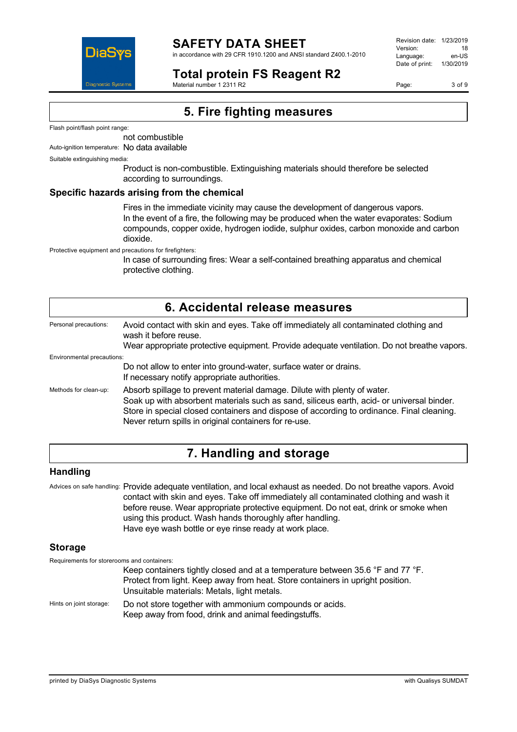## 5. Fire fighting measures

Flash point/flash point range:

not combustible

Auto-ignition temperature: No data available

Suitable extinguishing media:

Product is non-combustible. Extinguishing materials should therefore be selected according to surroundings.

### Specific hazards arising from the chemical

Fires in the immediate vicinity may cause the development of dangerous vapors.
In the event of a fire, the following may be produced when the water evaporates: Sodium compounds, copper oxide, hydrogen iodide, sulphur oxides, carbon monoxide and carbon dioxide.

Protective equipment and precautions for firefighters:

In case of surrounding fires: Wear a self-contained breathing apparatus and chemical protective clothing.

## 6. Accidental release measures

Personal precautions: Avoid contact with skin and eyes. Take off immediately all contaminated clothing and wash it before reuse.
Wear appropriate protective equipment. Provide adequate ventilation. Do not breathe vapors.

Environmental precautions:

Do not allow to enter into ground-water, surface water or drains.
If necessary notify appropriate authorities.

Methods for clean-up: Absorb spillage to prevent material damage. Dilute with plenty of water.
Soak up with absorbent materials such as sand, siliceus earth, acid- or universal binder.
Store in special closed containers and dispose of according to ordinance. Final cleaning.
Never return spills in original containers for re-use.

## 7. Handling and storage

### Handling

Advices on safe handling: Provide adequate ventilation, and local exhaust as needed. Do not breathe vapors. Avoid contact with skin and eyes. Take off immediately all contaminated clothing and wash it before reuse. Wear appropriate protective equipment. Do not eat, drink or smoke when using this product. Wash hands thoroughly after handling.
Have eye wash bottle or eye rinse ready at work place.

### Storage

Requirements for storerooms and containers:

Keep containers tightly closed and at a temperature between 35.6 °F and 77 °F.
Protect from light. Keep away from heat. Store containers in upright position.
Unsuitable materials: Metals, light metals.

Hints on joint storage: Do not store together with ammonium compounds or acids.
Keep away from food, drink and animal feedingstuffs.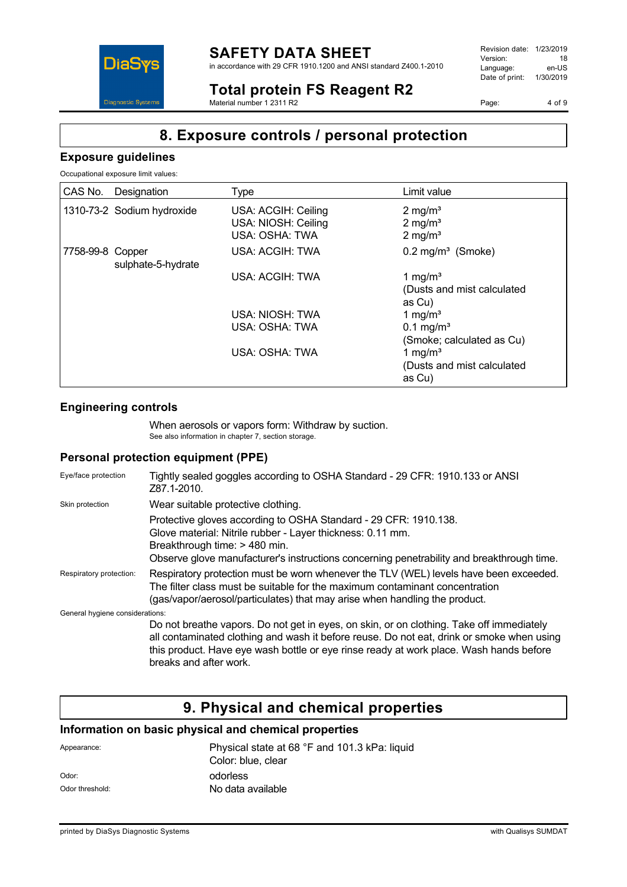# 8. Exposure controls / personal protection

## Exposure guidelines

Occupational exposure limit values:

| CAS No. | Designation | Type | Limit value |
|---|---|---|---|
| 1310-73-2 | Sodium hydroxide | USA: ACGIH: Ceiling | 2 mg/m³ |
| | | USA: NIOSH: Ceiling | 2 mg/m³ |
| | | USA: OSHA: TWA | 2 mg/m³ |
| 7758-99-8 | Copper sulphate-5-hydrate | USA: ACGIH: TWA | 0.2 mg/m³ (Smoke) |
| | | USA: ACGIH: TWA | 1 mg/m³ (Dusts and mist calculated as Cu) |
| | | USA: NIOSH: TWA | 1 mg/m³ |
| | | USA: OSHA: TWA | 0.1 mg/m³ (Smoke; calculated as Cu) |
| | | USA: OSHA: TWA | 1 mg/m³ (Dusts and mist calculated as Cu) |

## Engineering controls

When aerosols or vapors form: Withdraw by suction.
See also information in chapter 7, section storage.

## Personal protection equipment (PPE)

**Eye/face protection**
Tightly sealed goggles according to OSHA Standard - 29 CFR: 1910.133 or ANSI Z87.1-2010.

**Skin protection**
Wear suitable protective clothing.

Protective gloves according to OSHA Standard - 29 CFR: 1910.138.
Glove material: Nitrile rubber - Layer thickness: 0.11 mm.
Breakthrough time: > 480 min.
Observe glove manufacturer's instructions concerning penetrability and breakthrough time.

**Respiratory protection:**
Respiratory protection must be worn whenever the TLV (WEL) levels have been exceeded. The filter class must be suitable for the maximum contaminant concentration (gas/vapor/aerosol/particulates) that may arise when handling the product.

**General hygiene considerations:**
Do not breathe vapors. Do not get in eyes, on skin, or on clothing. Take off immediately all contaminated clothing and wash it before reuse. Do not eat, drink or smoke when using this product. Have eye wash bottle or eye rinse ready at work place. Wash hands before breaks and after work.

# 9. Physical and chemical properties

## Information on basic physical and chemical properties

| | |
|---|---|
| Appearance: | Physical state at 68 °F and 101.3 kPa: liquid<br>Color: blue, clear |
| Odor: | odorless |
| Odor threshold: | No data available |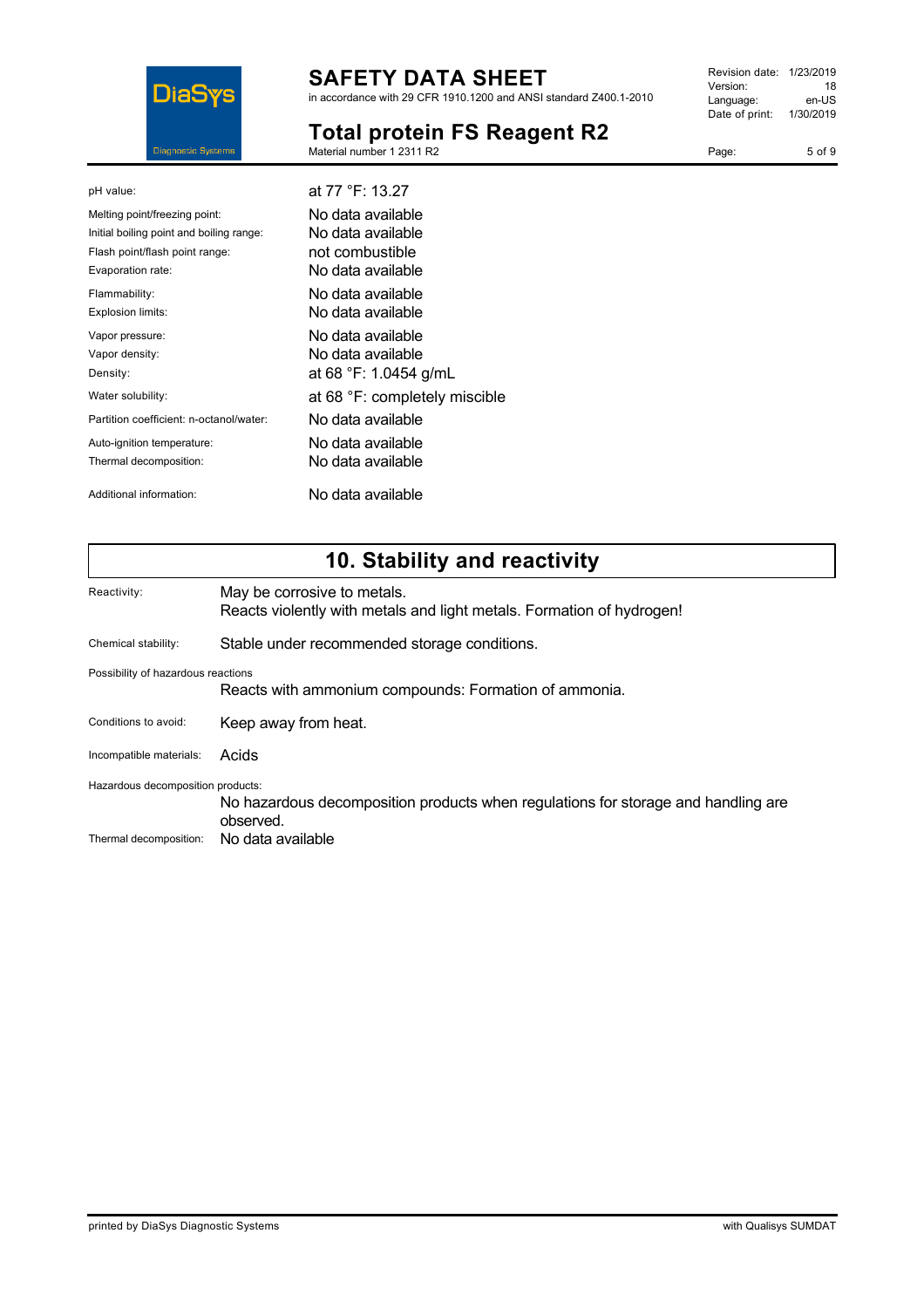| | |
|---|---|
| pH value: | at 77 °F: 13.27 |
| Melting point/freezing point: | No data available |
| Initial boiling point and boiling range: | No data available |
| Flash point/flash point range: | not combustible |
| Evaporation rate: | No data available |
| Flammability: | No data available |
| Explosion limits: | No data available |
| Vapor pressure: | No data available |
| Vapor density: | No data available |
| Density: | at 68 °F: 1.0454 g/mL |
| Water solubility: | at 68 °F: completely miscible |
| Partition coefficient: n-octanol/water: | No data available |
| Auto-ignition temperature: | No data available |
| Thermal decomposition: | No data available |
| Additional information: | No data available |

## 10. Stability and reactivity

**Reactivity:** May be corrosive to metals.
Reacts violently with metals and light metals. Formation of hydrogen!

**Chemical stability:** Stable under recommended storage conditions.

**Possibility of hazardous reactions**
Reacts with ammonium compounds: Formation of ammonia.

**Conditions to avoid:** Keep away from heat.

**Incompatible materials:** Acids

**Hazardous decomposition products:**
No hazardous decomposition products when regulations for storage and handling are observed.

**Thermal decomposition:** No data available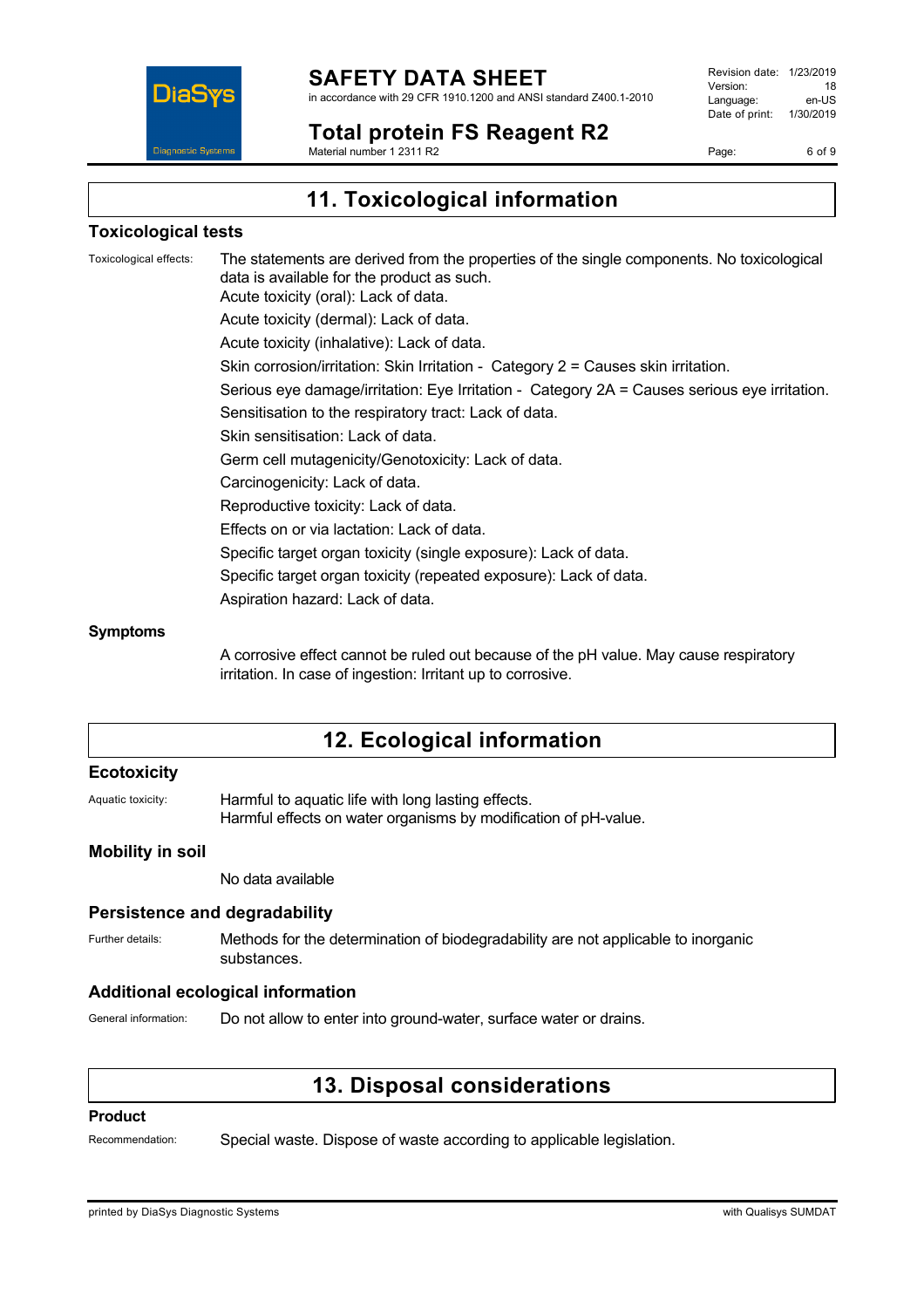## 11. Toxicological information

### Toxicological tests

Toxicological effects: The statements are derived from the properties of the single components. No toxicological data is available for the product as such.

Acute toxicity (oral): Lack of data.

Acute toxicity (dermal): Lack of data.

Acute toxicity (inhalative): Lack of data.

Skin corrosion/irritation: Skin Irritation - Category 2 = Causes skin irritation.

Serious eye damage/irritation: Eye Irritation - Category 2A = Causes serious eye irritation.

Sensitisation to the respiratory tract: Lack of data.

Skin sensitisation: Lack of data.

Germ cell mutagenicity/Genotoxicity: Lack of data.

Carcinogenicity: Lack of data.

Reproductive toxicity: Lack of data.

Effects on or via lactation: Lack of data.

Specific target organ toxicity (single exposure): Lack of data.

Specific target organ toxicity (repeated exposure): Lack of data.

Aspiration hazard: Lack of data.

### Symptoms

A corrosive effect cannot be ruled out because of the pH value. May cause respiratory irritation. In case of ingestion: Irritant up to corrosive.

## 12. Ecological information

### Ecotoxicity

Aquatic toxicity: Harmful to aquatic life with long lasting effects.
Harmful effects on water organisms by modification of pH-value.

### Mobility in soil

No data available

### Persistence and degradability

Further details: Methods for the determination of biodegradability are not applicable to inorganic substances.

### Additional ecological information

General information: Do not allow to enter into ground-water, surface water or drains.

## 13. Disposal considerations

### Product

Recommendation: Special waste. Dispose of waste according to applicable legislation.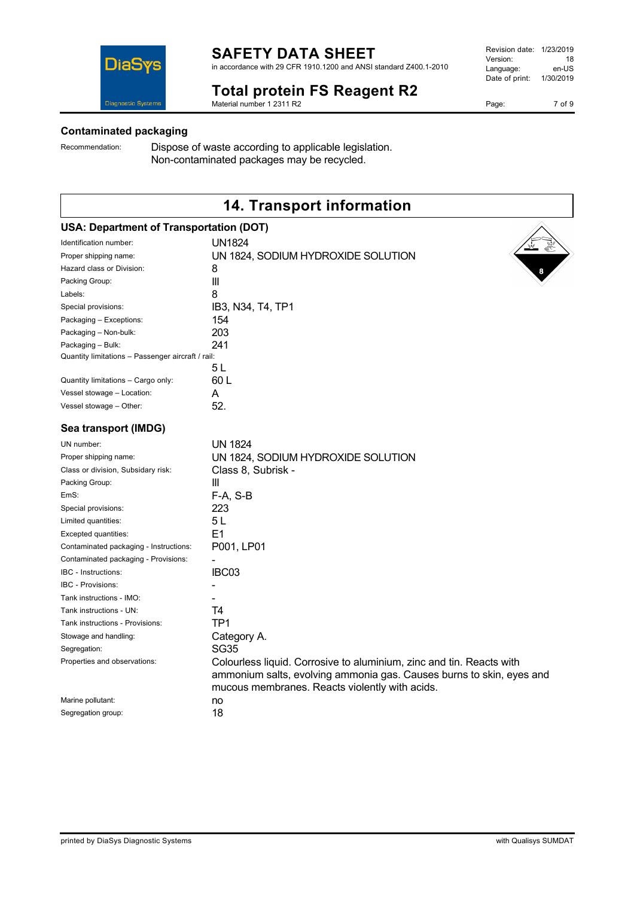### Contaminated packaging

Recommendation: Dispose of waste according to applicable legislation. Non-contaminated packages may be recycled.

## 14. Transport information

### USA: Department of Transportation (DOT)

| | |
|---|---|
| Identification number: | UN1824 |
| Proper shipping name: | UN 1824, SODIUM HYDROXIDE SOLUTION |
| Hazard class or Division: | 8 |
| Packing Group: | III |
| Labels: | 8 |
| Special provisions: | IB3, N34, T4, TP1 |
| Packaging – Exceptions: | 154 |
| Packaging – Non-bulk: | 203 |
| Packaging – Bulk: | 241 |
| Quantity limitations – Passenger aircraft / rail: | 5 L |
| Quantity limitations – Cargo only: | 60 L |
| Vessel stowage – Location: | A |
| Vessel stowage – Other: | 52. |

### Sea transport (IMDG)

| | |
|---|---|
| UN number: | UN 1824 |
| Proper shipping name: | UN 1824, SODIUM HYDROXIDE SOLUTION |
| Class or division, Subsidary risk: | Class 8, Subrisk - |
| Packing Group: | III |
| EmS: | F-A, S-B |
| Special provisions: | 223 |
| Limited quantities: | 5 L |
| Excepted quantities: | E1 |
| Contaminated packaging - Instructions: | P001, LP01 |
| Contaminated packaging - Provisions: | - |
| IBC - Instructions: | IBC03 |
| IBC - Provisions: | - |
| Tank instructions - IMO: | - |
| Tank instructions - UN: | T4 |
| Tank instructions - Provisions: | TP1 |
| Stowage and handling: | Category A. |
| Segregation: | SG35 |
| Properties and observations: | Colourless liquid. Corrosive to aluminium, zinc and tin. Reacts with ammonium salts, evolving ammonia gas. Causes burns to skin, eyes and mucous membranes. Reacts violently with acids. |
| Marine pollutant: | no |
| Segregation group: | 18 |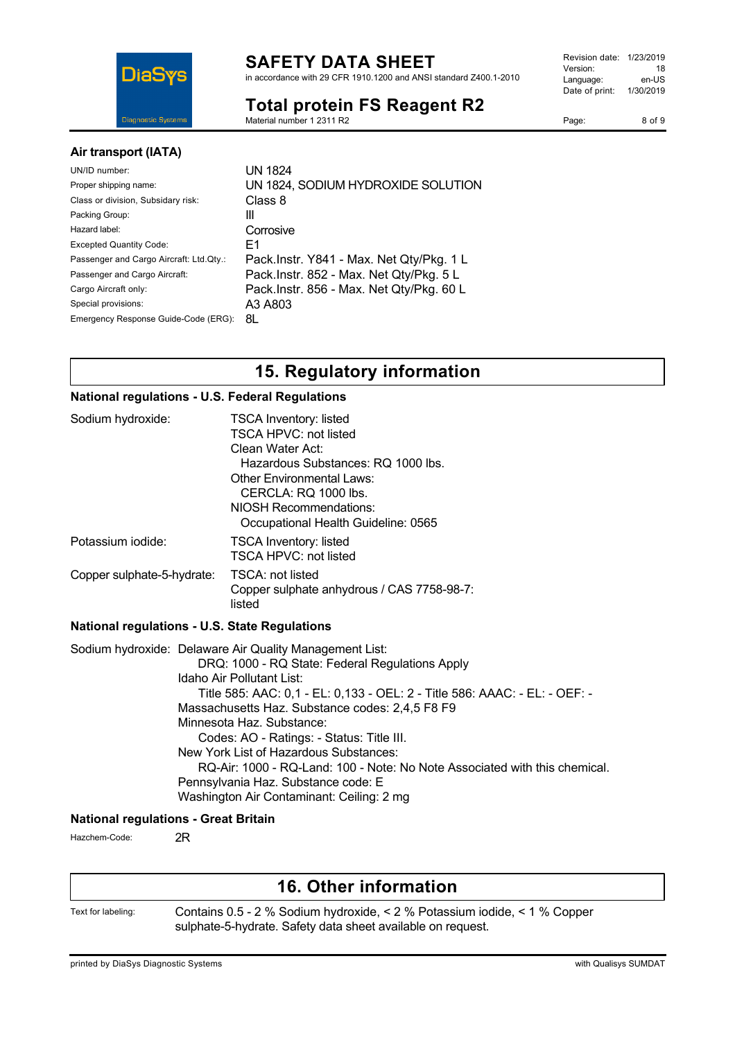### Air transport (IATA)

| | |
|---|---|
| UN/ID number: | UN 1824 |
| Proper shipping name: | UN 1824, SODIUM HYDROXIDE SOLUTION |
| Class or division, Subsidary risk: | Class 8 |
| Packing Group: | III |
| Hazard label: | Corrosive |
| Excepted Quantity Code: | E1 |
| Passenger and Cargo Aircraft: Ltd.Qty.: | Pack.Instr. Y841 - Max. Net Qty/Pkg. 1 L |
| Passenger and Cargo Aircraft: | Pack.Instr. 852 - Max. Net Qty/Pkg. 5 L |
| Cargo Aircraft only: | Pack.Instr. 856 - Max. Net Qty/Pkg. 60 L |
| Special provisions: | A3 A803 |
| Emergency Response Guide-Code (ERG): | 8L |

## 15. Regulatory information

### National regulations - U.S. Federal Regulations

**Sodium hydroxide:**
TSCA Inventory: listed
TSCA HPVC: not listed
Clean Water Act:
  Hazardous Substances: RQ 1000 lbs.
Other Environmental Laws:
  CERCLA: RQ 1000 lbs.
NIOSH Recommendations:
  Occupational Health Guideline: 0565

**Potassium iodide:**
TSCA Inventory: listed
TSCA HPVC: not listed

**Copper sulphate-5-hydrate:**
TSCA: not listed
Copper sulphate anhydrous / CAS 7758-98-7: listed

### National regulations - U.S. State Regulations

**Sodium hydroxide:**
Delaware Air Quality Management List:
  DRQ: 1000 - RQ State: Federal Regulations Apply
Idaho Air Pollutant List:
  Title 585: AAC: 0,1 - EL: 0,133 - OEL: 2 - Title 586: AAAC: - EL: - OEF: -
Massachusetts Haz. Substance codes: 2,4,5 F8 F9
Minnesota Haz. Substance:
  Codes: AO - Ratings: - Status: Title III.
New York List of Hazardous Substances:
  RQ-Air: 1000 - RQ-Land: 100 - Note: No Note Associated with this chemical.
Pennsylvania Haz. Substance code: E
Washington Air Contaminant: Ceiling: 2 mg

### National regulations - Great Britain

Hazchem-Code: 2R

## 16. Other information

Text for labeling: Contains 0.5 - 2 % Sodium hydroxide, < 2 % Potassium iodide, < 1 % Copper sulphate-5-hydrate. Safety data sheet available on request.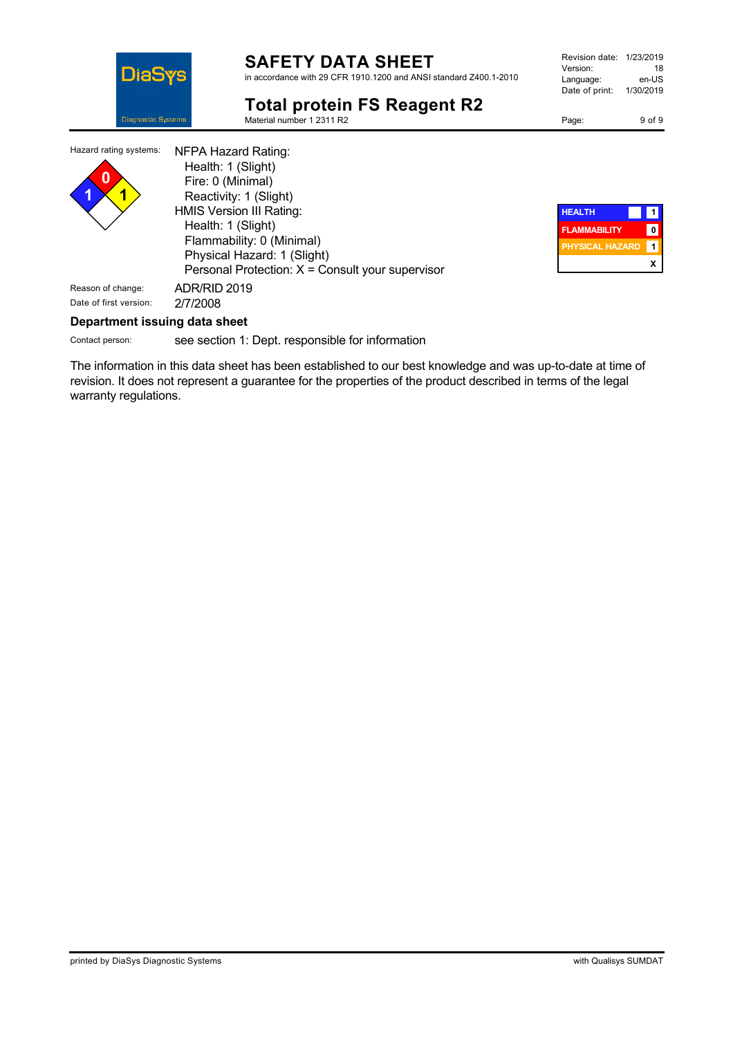Hazard rating systems:

NFPA Hazard Rating:
- Health: 1 (Slight)
- Fire: 0 (Minimal)
- Reactivity: 1 (Slight)

HMIS Version III Rating:
- Health: 1 (Slight)
- Flammability: 0 (Minimal)
- Physical Hazard: 1 (Slight)
- Personal Protection: X = Consult your supervisor

| | |
|---|---|
| HEALTH | 1 |
| FLAMMABILITY | 0 |
| PHYSICAL HAZARD | 1 |
| | X |

Reason of change: ADR/RID 2019

Date of first version: 2/7/2008

**Department issuing data sheet**

Contact person: see section 1: Dept. responsible for information

The information in this data sheet has been established to our best knowledge and was up-to-date at time of revision. It does not represent a guarantee for the properties of the product described in terms of the legal warranty regulations.